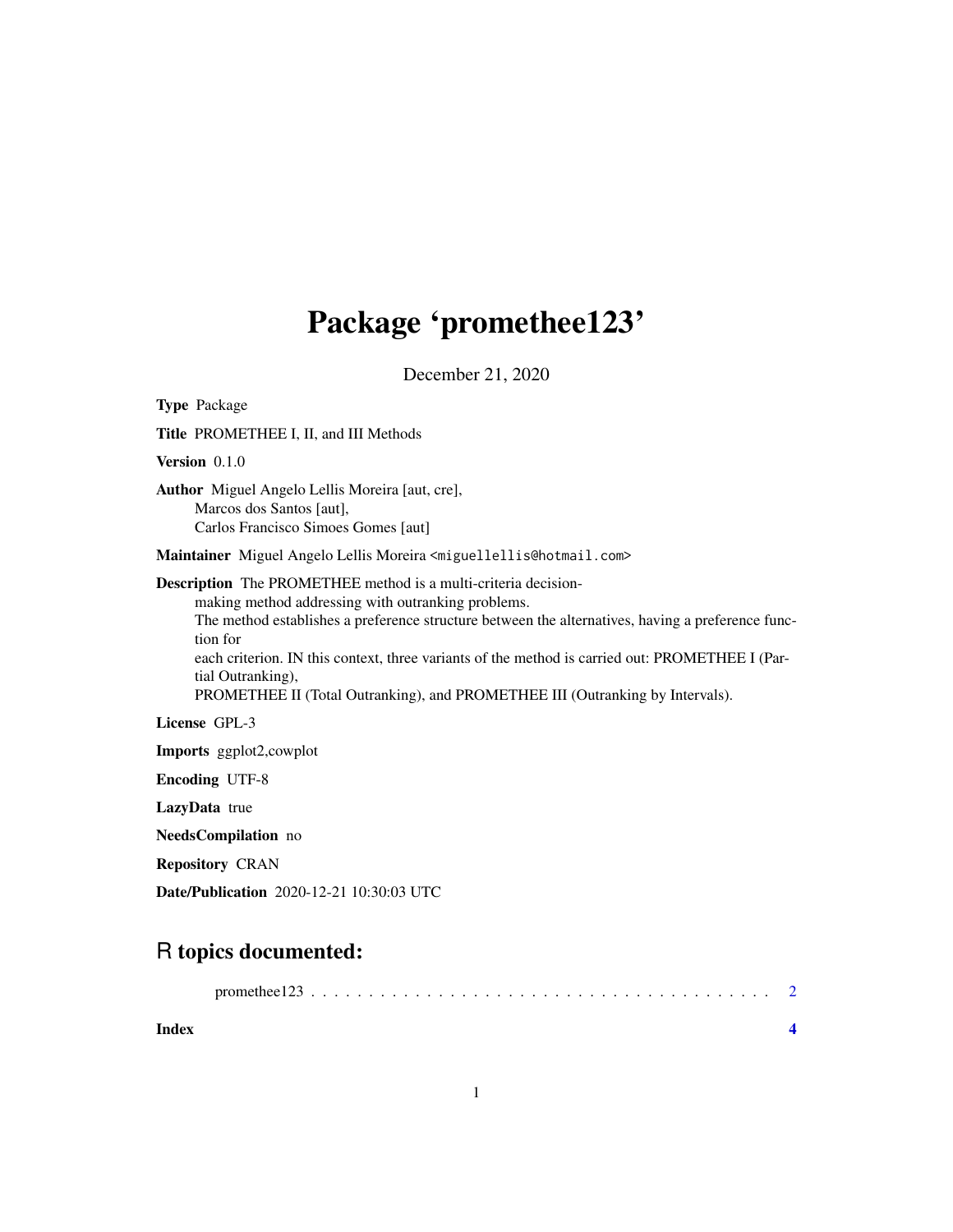# Package 'promethee123'

December 21, 2020

**Type** Package

**Title** PROMETHEE I, II, and III Methods

**Version** 0.1.0

**Author** Miguel Angelo Lellis Moreira [aut, cre],
Marcos dos Santos [aut],
Carlos Francisco Simoes Gomes [aut]

**Maintainer** Miguel Angelo Lellis Moreira <miguellellis@hotmail.com>

**Description** The PROMETHEE method is a multi-criteria decision-making method addressing with outranking problems.
The method establishes a preference structure between the alternatives, having a preference function for
each criterion. IN this context, three variants of the method is carried out: PROMETHEE I (Partial Outranking),
PROMETHEE II (Total Outranking), and PROMETHEE III (Outranking by Intervals).

**License** GPL-3

**Imports** ggplot2,cowplot

**Encoding** UTF-8

**LazyData** true

**NeedsCompilation** no

**Repository** CRAN

**Date/Publication** 2020-12-21 10:30:03 UTC

## R topics documented:

promethee123 . . . . . . . . . . . . . . . . . . . . . . . . . . . . . . . . . . . . . . . 2

**Index** **4**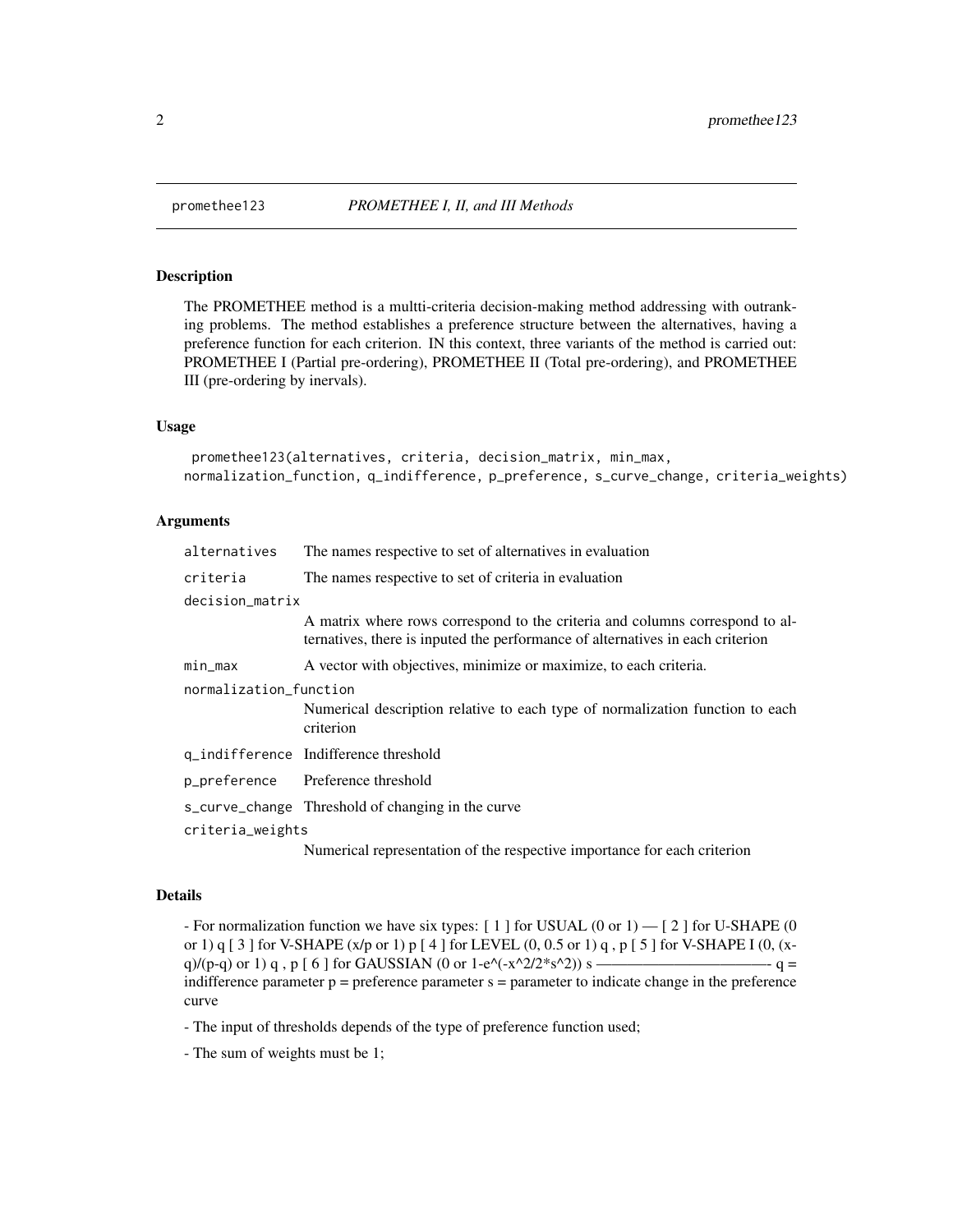promethee123 *PROMETHEE I, II, and III Methods*

### Description

The PROMETHEE method is a multti-criteria decision-making method addressing with outranking problems. The method establishes a preference structure between the alternatives, having a preference function for each criterion. IN this context, three variants of the method is carried out: PROMETHEE I (Partial pre-ordering), PROMETHEE II (Total pre-ordering), and PROMETHEE III (pre-ordering by inervals).

### Usage

```
promethee123(alternatives, criteria, decision_matrix, min_max,
normalization_function, q_indifference, p_preference, s_curve_change, criteria_weights)
```

### Arguments

| | |
|---|---|
| alternatives | The names respective to set of alternatives in evaluation |
| criteria | The names respective to set of criteria in evaluation |
| decision_matrix | A matrix where rows correspond to the criteria and columns correspond to alternatives, there is inputed the performance of alternatives in each criterion |
| min_max | A vector with objectives, minimize or maximize, to each criteria. |
| normalization_function | Numerical description relative to each type of normalization function to each criterion |
| q_indifference | Indifference threshold |
| p_preference | Preference threshold |
| s_curve_change | Threshold of changing in the curve |
| criteria_weights | Numerical representation of the respective importance for each criterion |

### Details

- For normalization function we have six types: [ 1 ] for USUAL (0 or 1) — [ 2 ] for U-SHAPE (0 or 1) q [ 3 ] for V-SHAPE (x/p or 1) p [ 4 ] for LEVEL (0, 0.5 or 1) q , p [ 5 ] for V-SHAPE I (0, (x-q)/(p-q) or 1) q , p [ 6 ] for GAUSSIAN (0 or 1-e^(-x^2/2*s^2)) s ———————————- q = indifference parameter p = preference parameter s = parameter to indicate change in the preference curve

- The input of thresholds depends of the type of preference function used;

- The sum of weights must be 1;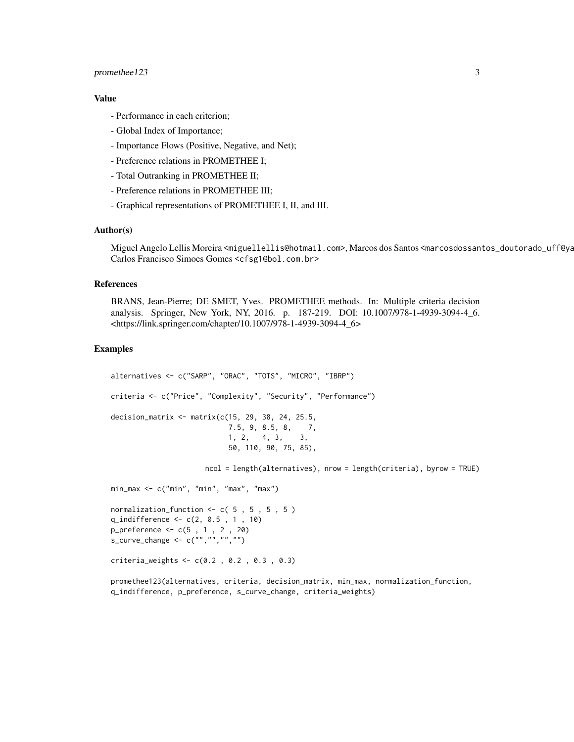## Value

- Performance in each criterion;
- Global Index of Importance;
- Importance Flows (Positive, Negative, and Net);
- Preference relations in PROMETHEE I;
- Total Outranking in PROMETHEE II;
- Preference relations in PROMETHEE III;
- Graphical representations of PROMETHEE I, II, and III.

## Author(s)

Miguel Angelo Lellis Moreira <miguellellis@hotmail.com>, Marcos dos Santos <marcosdossantos_doutorado_uff@ya
Carlos Francisco Simoes Gomes <cfsg1@bol.com.br>

## References

BRANS, Jean-Pierre; DE SMET, Yves. PROMETHEE methods. In: Multiple criteria decision analysis. Springer, New York, NY, 2016. p. 187-219. DOI: 10.1007/978-1-4939-3094-4_6. <https://link.springer.com/chapter/10.1007/978-1-4939-3094-4_6>

## Examples

```
alternatives <- c("SARP", "ORAC", "TOTS", "MICRO", "IBRP")

criteria <- c("Price", "Complexity", "Security", "Performance")

decision_matrix <- matrix(c(15, 29, 38, 24, 25.5,
                            7.5, 9, 8.5, 8,    7,
                            1, 2,   4, 3,    3,
                            50, 110, 90, 75, 85),

                      ncol = length(alternatives), nrow = length(criteria), byrow = TRUE)

min_max <- c("min", "min", "max", "max")

normalization_function <- c( 5 , 5 , 5 , 5 )
q_indifference <- c(2, 0.5 , 1 , 10)
p_preference <- c(5 , 1 , 2 , 20)
s_curve_change <- c("","","","")

criteria_weights <- c(0.2 , 0.2 , 0.3 , 0.3)

promethee123(alternatives, criteria, decision_matrix, min_max, normalization_function,
q_indifference, p_preference, s_curve_change, criteria_weights)
```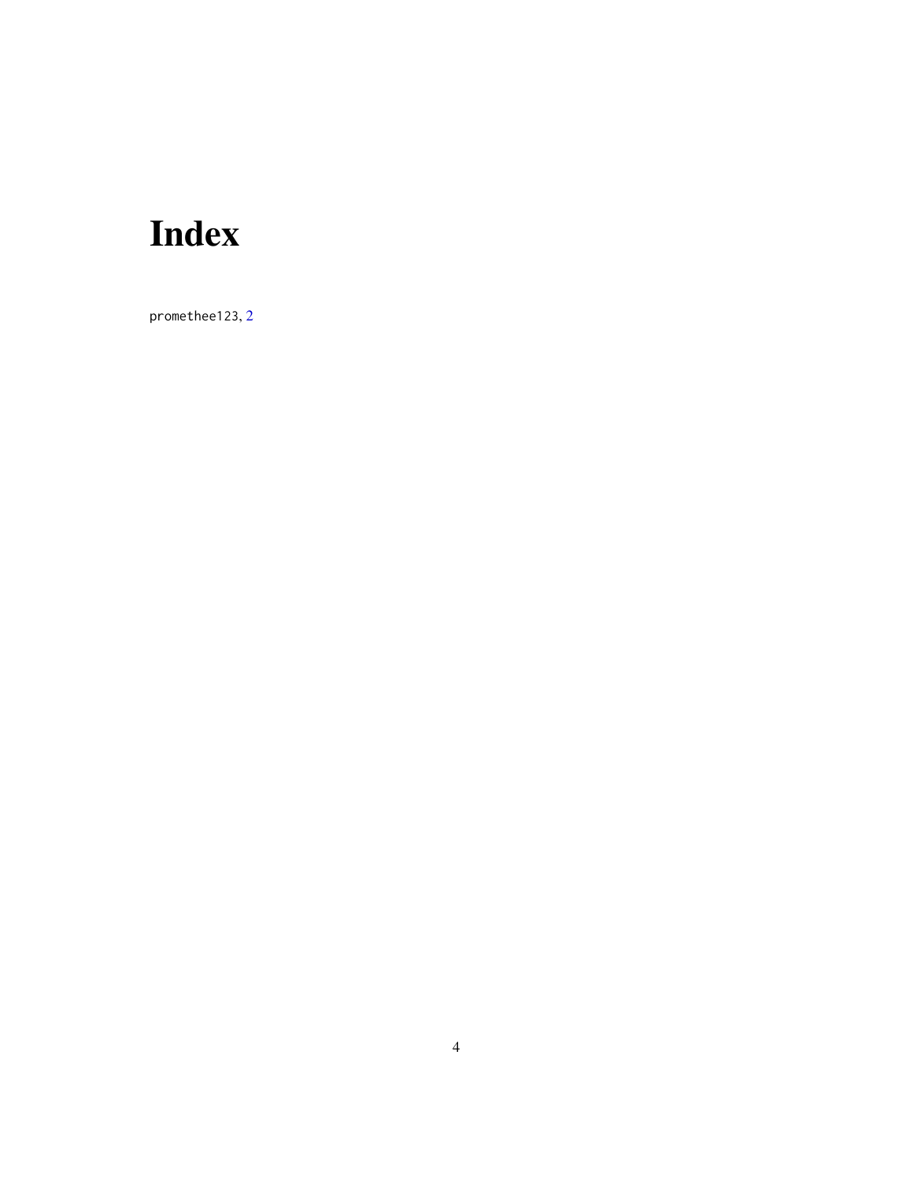# Index

promethee123, 2